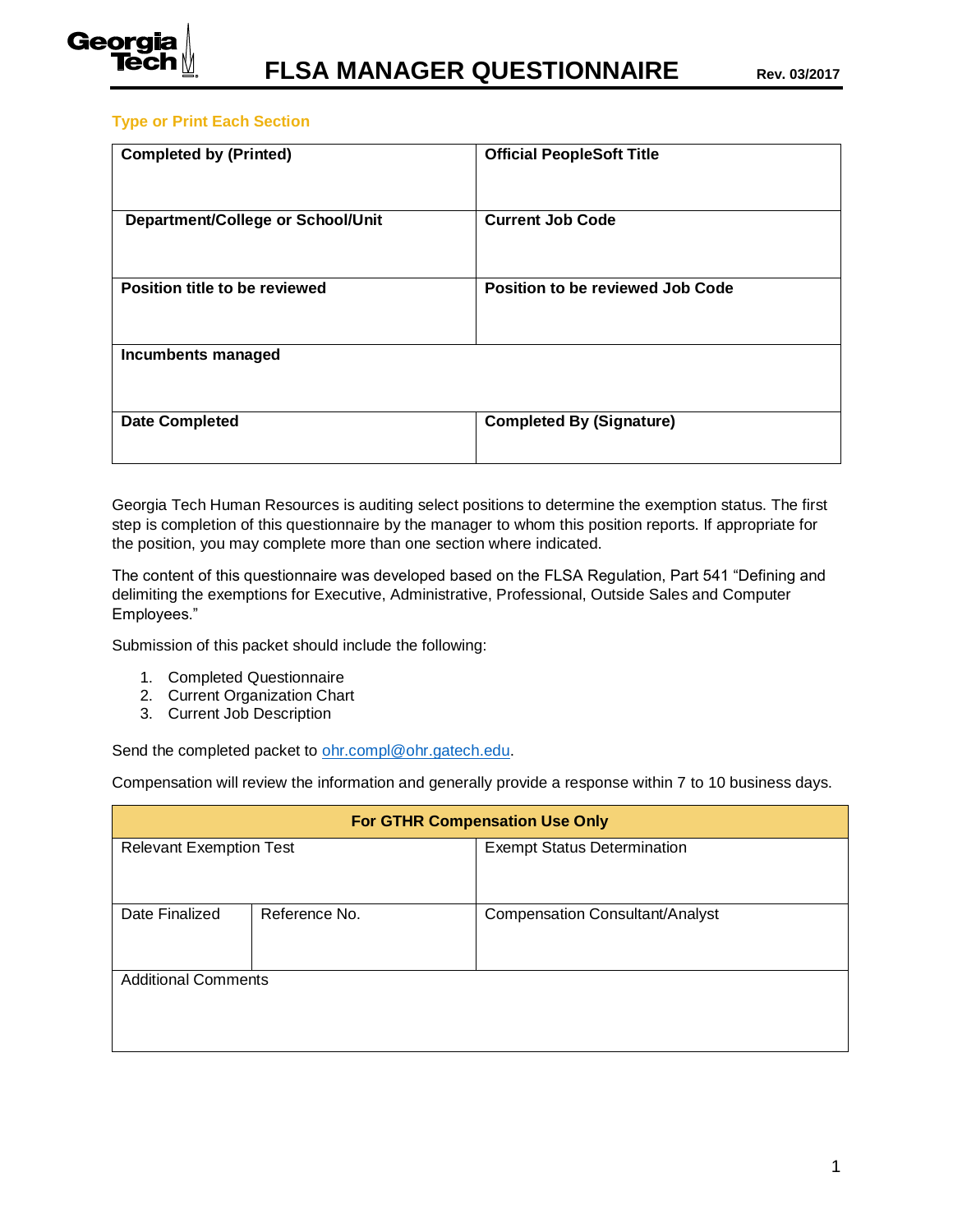# FLSA MANAGER QUESTIONNAIRE

Rev. 03/2017

**Type or Print Each Section**

| **Completed by (Printed)** | **Official PeopleSoft Title** |
|---|---|
| **Department/College or School/Unit** | **Current Job Code** |
| **Position title to be reviewed** | **Position to be reviewed Job Code** |
| **Incumbents managed** | |
| **Date Completed** | **Completed By (Signature)** |

Georgia Tech Human Resources is auditing select positions to determine the exemption status. The first step is completion of this questionnaire by the manager to whom this position reports. If appropriate for the position, you may complete more than one section where indicated.

The content of this questionnaire was developed based on the FLSA Regulation, Part 541 "Defining and delimiting the exemptions for Executive, Administrative, Professional, Outside Sales and Computer Employees."

Submission of this packet should include the following:

1. Completed Questionnaire
2. Current Organization Chart
3. Current Job Description

Send the completed packet to ohr.compl@ohr.gatech.edu.

Compensation will review the information and generally provide a response within 7 to 10 business days.

| **For GTHR Compensation Use Only** | | |
|---|---|---|
| Relevant Exemption Test | | Exempt Status Determination |
| Date Finalized | Reference No. | Compensation Consultant/Analyst |
| Additional Comments | | |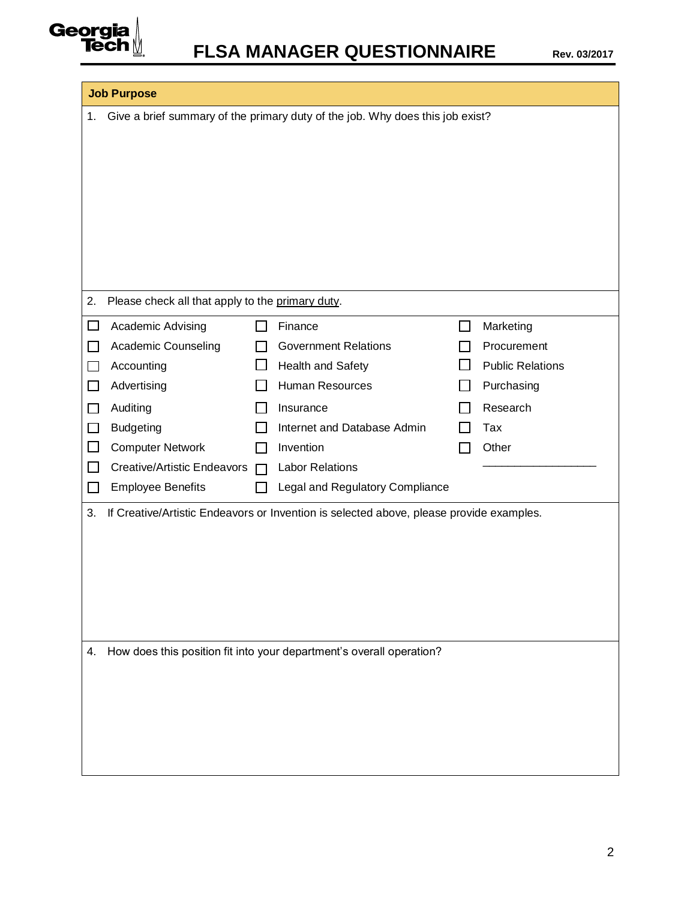# FLSA MANAGER QUESTIONNAIRE

Rev. 03/2017

## Job Purpose

1. Give a brief summary of the primary duty of the job. Why does this job exist?

2. Please check all that apply to the primary duty.

| | | |
|---|---|---|
| ☐ Academic Advising | ☐ Finance | ☐ Marketing |
| ☐ Academic Counseling | ☐ Government Relations | ☐ Procurement |
| ☐ Accounting | ☐ Health and Safety | ☐ Public Relations |
| ☐ Advertising | ☐ Human Resources | ☐ Purchasing |
| ☐ Auditing | ☐ Insurance | ☐ Research |
| ☐ Budgeting | ☐ Internet and Database Admin | ☐ Tax |
| ☐ Computer Network | ☐ Invention | ☐ Other ____________ |
| ☐ Creative/Artistic Endeavors | ☐ Labor Relations | |
| ☐ Employee Benefits | ☐ Legal and Regulatory Compliance | |

3. If Creative/Artistic Endeavors or Invention is selected above, please provide examples.

4. How does this position fit into your department's overall operation?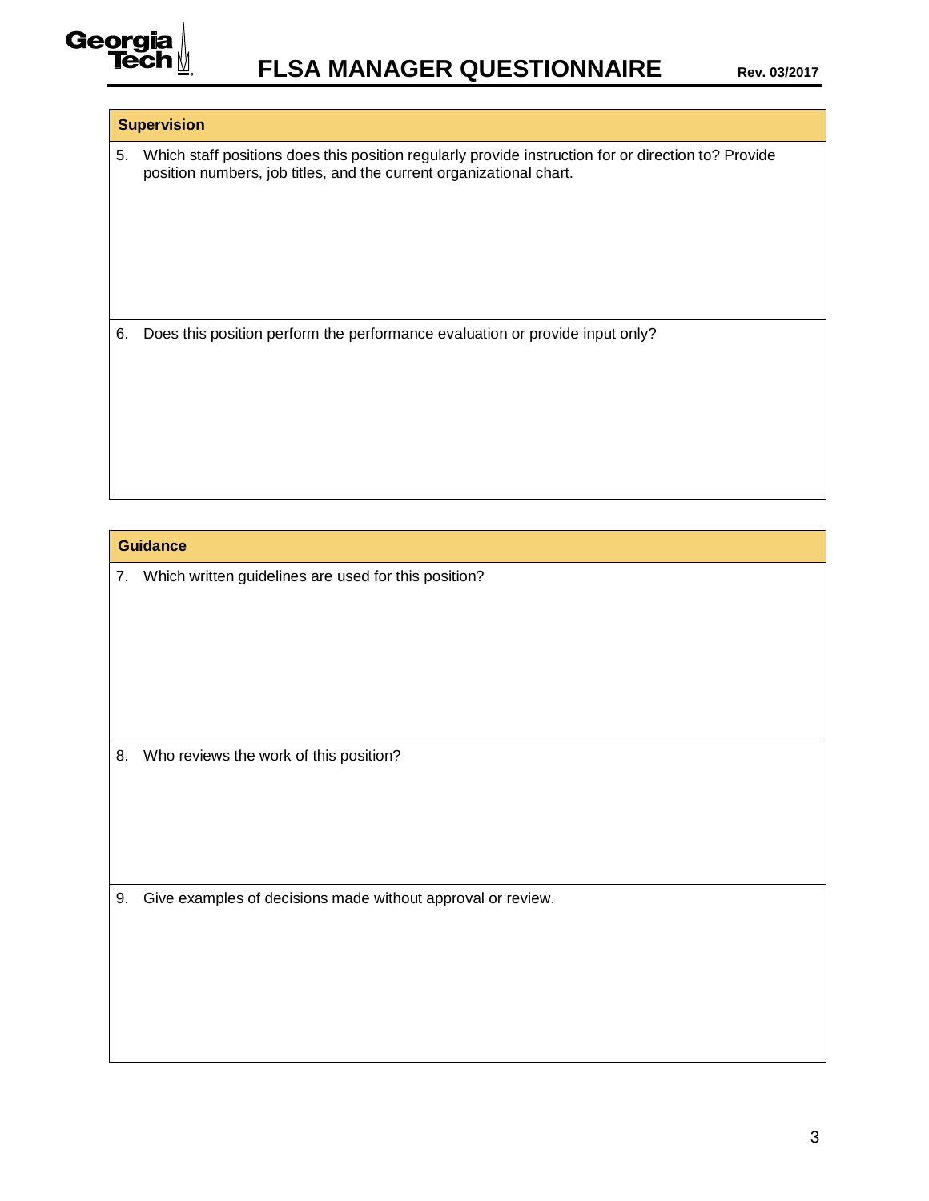## Supervision

5. Which staff positions does this position regularly provide instruction for or direction to? Provide position numbers, job titles, and the current organizational chart.

6. Does this position perform the performance evaluation or provide input only?

## Guidance

7. Which written guidelines are used for this position?

8. Who reviews the work of this position?

9. Give examples of decisions made without approval or review.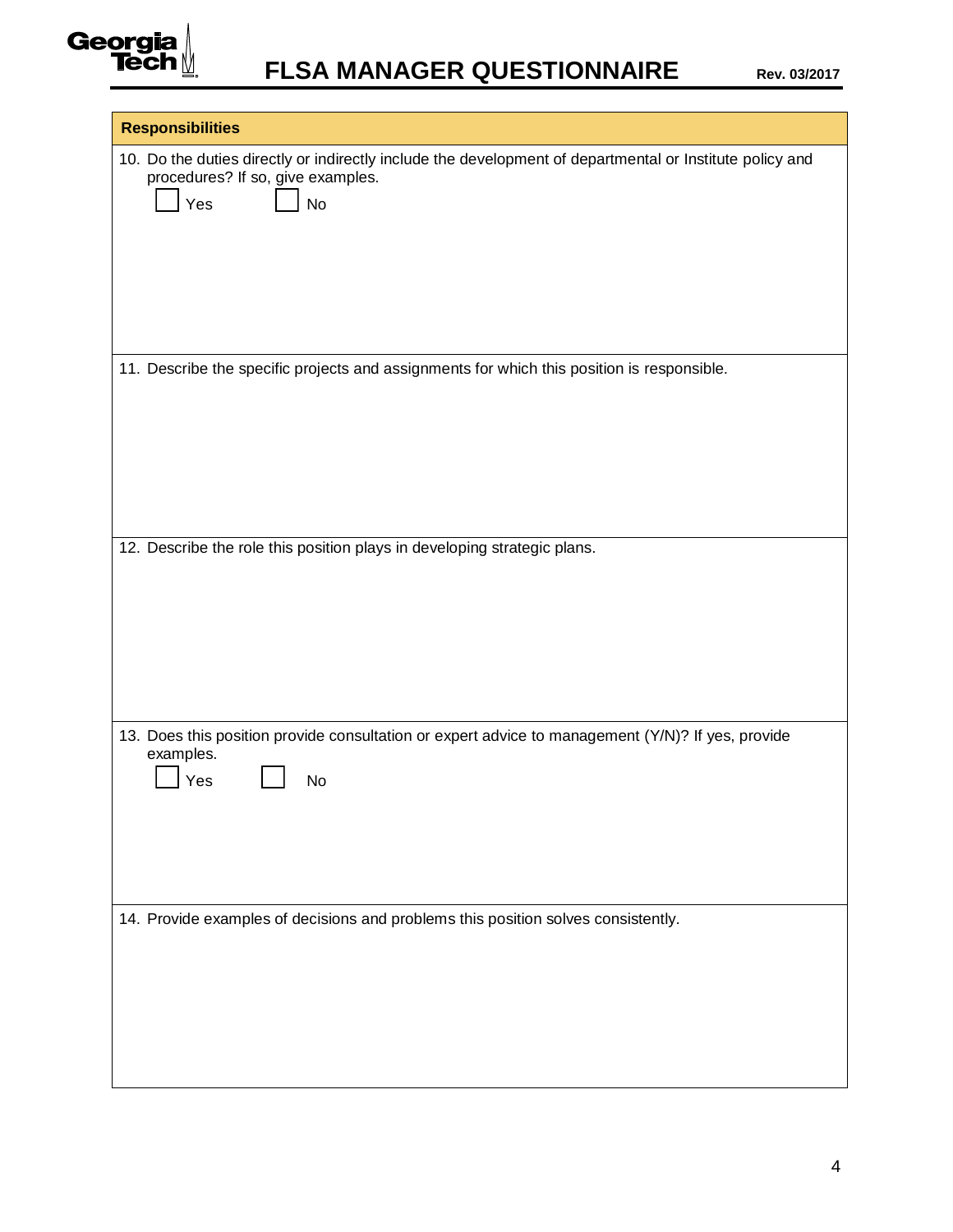## Responsibilities

10. Do the duties directly or indirectly include the development of departmental or Institute policy and procedures? If so, give examples.

    ☐ Yes ☐ No

11. Describe the specific projects and assignments for which this position is responsible.

12. Describe the role this position plays in developing strategic plans.

13. Does this position provide consultation or expert advice to management (Y/N)? If yes, provide examples.

    ☐ Yes ☐ No

14. Provide examples of decisions and problems this position solves consistently.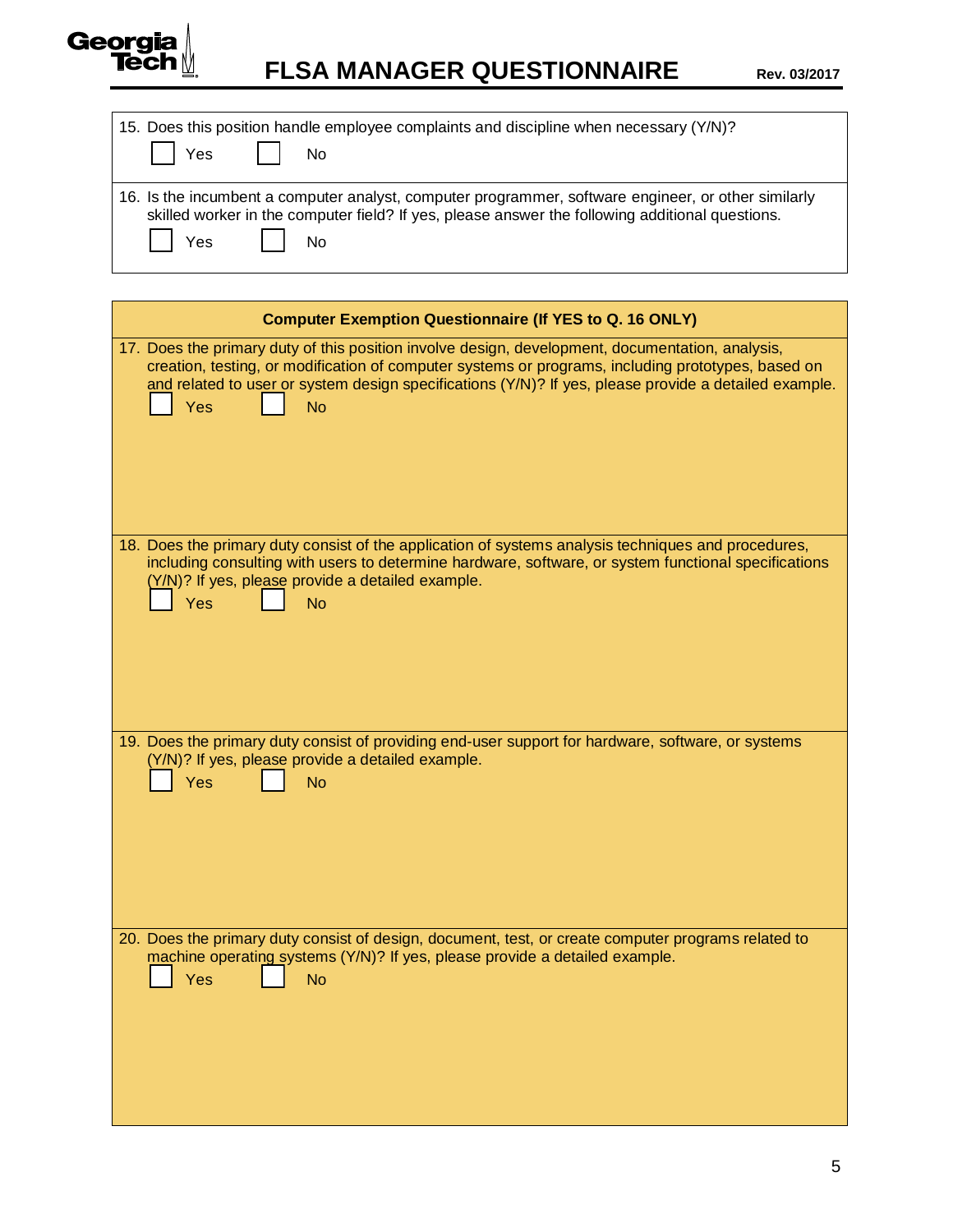15. Does this position handle employee complaints and discipline when necessary (Y/N)?

☐ Yes ☐ No

16. Is the incumbent a computer analyst, computer programmer, software engineer, or other similarly skilled worker in the computer field? If yes, please answer the following additional questions.

☐ Yes ☐ No

## Computer Exemption Questionnaire (If YES to Q. 16 ONLY)

17. Does the primary duty of this position involve design, development, documentation, analysis, creation, testing, or modification of computer systems or programs, including prototypes, based on and related to user or system design specifications (Y/N)? If yes, please provide a detailed example.

☐ Yes ☐ No

18. Does the primary duty consist of the application of systems analysis techniques and procedures, including consulting with users to determine hardware, software, or system functional specifications (Y/N)? If yes, please provide a detailed example.

☐ Yes ☐ No

19. Does the primary duty consist of providing end-user support for hardware, software, or systems (Y/N)? If yes, please provide a detailed example.

☐ Yes ☐ No

20. Does the primary duty consist of design, document, test, or create computer programs related to machine operating systems (Y/N)? If yes, please provide a detailed example.

☐ Yes ☐ No